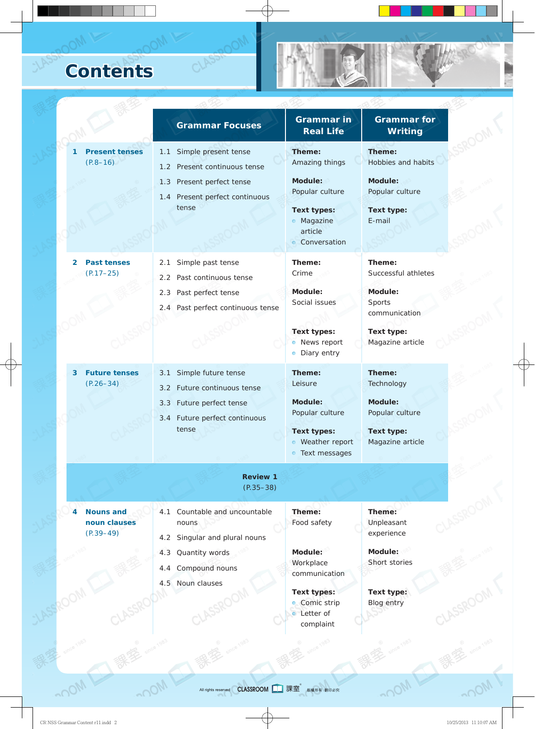# Contents

| | Grammar Focuses | Grammar in Real Life | Grammar for Writing |
|---|---|---|---|
| **1 Present tenses** (P.8–16) | 1.1 Simple present tense<br>1.2 Present continuous tense<br>1.3 Present perfect tense<br>1.4 Present perfect continuous tense | **Theme:** Amazing things<br>**Module:** Popular culture<br>**Text types:**<br>• Magazine article<br>• Conversation | **Theme:** Hobbies and habits<br>**Module:** Popular culture<br>**Text type:** E-mail |
| **2 Past tenses** (P.17–25) | 2.1 Simple past tense<br>2.2 Past continuous tense<br>2.3 Past perfect tense<br>2.4 Past perfect continuous tense | **Theme:** Crime<br>**Module:** Social issues<br>**Text types:**<br>• News report<br>• Diary entry | **Theme:** Successful athletes<br>**Module:** Sports communication<br>**Text type:** Magazine article |
| **3 Future tenses** (P.26–34) | 3.1 Simple future tense<br>3.2 Future continuous tense<br>3.3 Future perfect tense<br>3.4 Future perfect continuous tense | **Theme:** Leisure<br>**Module:** Popular culture<br>**Text types:**<br>• Weather report<br>• Text messages | **Theme:** Technology<br>**Module:** Popular culture<br>**Text type:** Magazine article |
| **Review 1** (P.35–38) | | | |
| **4 Nouns and noun clauses** (P.39–49) | 4.1 Countable and uncountable nouns<br>4.2 Singular and plural nouns<br>4.3 Quantity words<br>4.4 Compound nouns<br>4.5 Noun clauses | **Theme:** Food safety<br>**Module:** Workplace communication<br>**Text types:**<br>• Comic strip<br>• Letter of complaint | **Theme:** Unpleasant experience<br>**Module:** Short stories<br>**Text type:** Blog entry |

All rights reserved CLASSROOM 課室 版權所有 翻印必究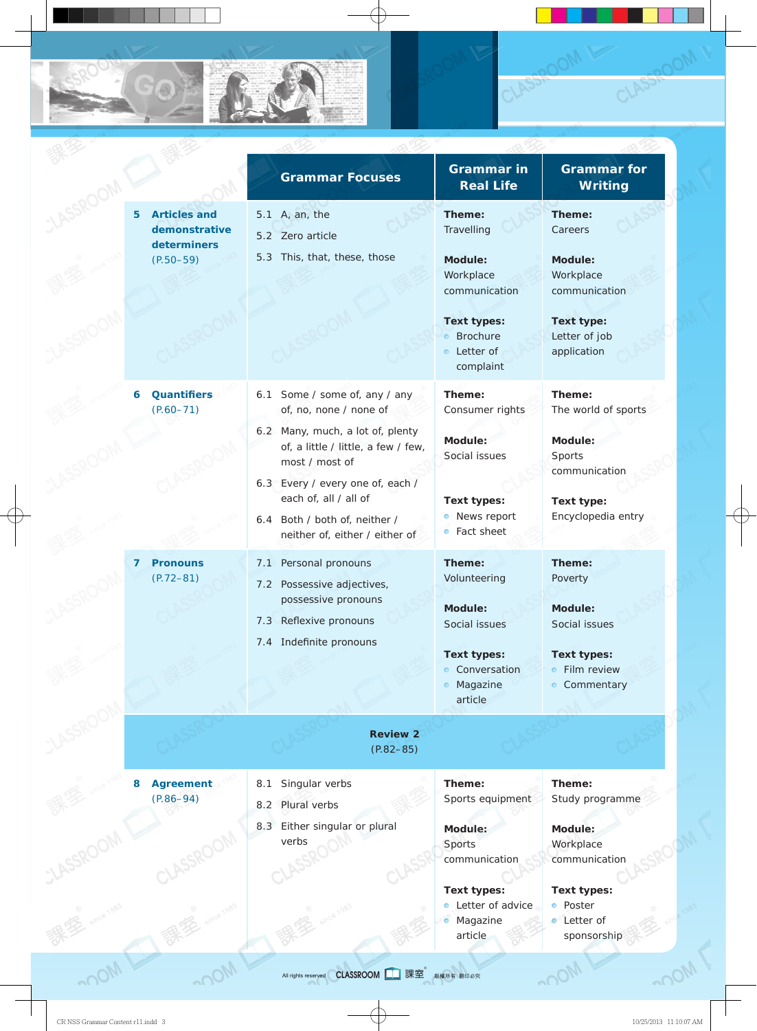| | Grammar Focuses | Grammar in Real Life | Grammar for Writing |
|---|---|---|---|
| **5 Articles and demonstrative determiners** (P.50–59) | 5.1 A, an, the<br>5.2 Zero article<br>5.3 This, that, these, those | **Theme:** Travelling<br>**Module:** Workplace communication<br>**Text types:**<br>• Brochure<br>• Letter of complaint | **Theme:** Careers<br>**Module:** Workplace communication<br>**Text type:** Letter of job application |
| **6 Quantifiers** (P.60–71) | 6.1 Some / some of, any / any of, no, none / none of<br>6.2 Many, much, a lot of, plenty of, a little / little, a few / few, most / most of<br>6.3 Every / every one of, each / each of, all / all of<br>6.4 Both / both of, neither / neither of, either / either of | **Theme:** Consumer rights<br>**Module:** Social issues<br>**Text types:**<br>• News report<br>• Fact sheet | **Theme:** The world of sports<br>**Module:** Sports communication<br>**Text type:** Encyclopedia entry |
| **7 Pronouns** (P.72–81) | 7.1 Personal pronouns<br>7.2 Possessive adjectives, possessive pronouns<br>7.3 Reflexive pronouns<br>7.4 Indefinite pronouns | **Theme:** Volunteering<br>**Module:** Social issues<br>**Text types:**<br>• Conversation<br>• Magazine article | **Theme:** Poverty<br>**Module:** Social issues<br>**Text types:**<br>• Film review<br>• Commentary |
| **Review 2** (P.82–85) | | | |
| **8 Agreement** (P.86–94) | 8.1 Singular verbs<br>8.2 Plural verbs<br>8.3 Either singular or plural verbs | **Theme:** Sports equipment<br>**Module:** Sports communication<br>**Text types:**<br>• Letter of advice<br>• Magazine article | **Theme:** Study programme<br>**Module:** Workplace communication<br>**Text types:**<br>• Poster<br>• Letter of sponsorship |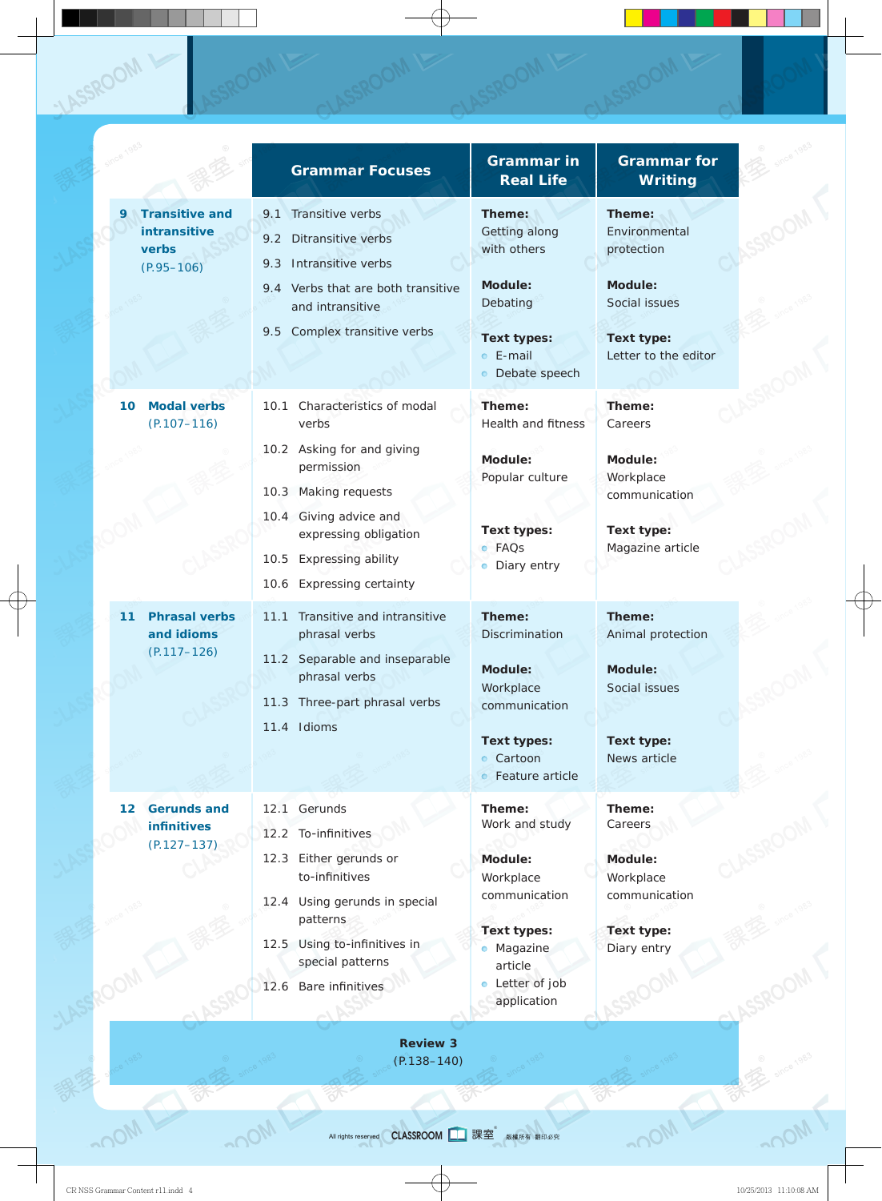| | Grammar Focuses | Grammar in Real Life | Grammar for Writing |
|---|---|---|---|
| **9 Transitive and intransitive verbs** (P.95–106) | 9.1 Transitive verbs<br>9.2 Ditransitive verbs<br>9.3 Intransitive verbs<br>9.4 Verbs that are both transitive and intransitive<br>9.5 Complex transitive verbs | **Theme:** Getting along with others<br>**Module:** Debating<br>**Text types:**<br>• E-mail<br>• Debate speech | **Theme:** Environmental protection<br>**Module:** Social issues<br>**Text type:** Letter to the editor |
| **10 Modal verbs** (P.107–116) | 10.1 Characteristics of modal verbs<br>10.2 Asking for and giving permission<br>10.3 Making requests<br>10.4 Giving advice and expressing obligation<br>10.5 Expressing ability<br>10.6 Expressing certainty | **Theme:** Health and fitness<br>**Module:** Popular culture<br>**Text types:**<br>• FAQs<br>• Diary entry | **Theme:** Careers<br>**Module:** Workplace communication<br>**Text type:** Magazine article |
| **11 Phrasal verbs and idioms** (P.117–126) | 11.1 Transitive and intransitive phrasal verbs<br>11.2 Separable and inseparable phrasal verbs<br>11.3 Three-part phrasal verbs<br>11.4 Idioms | **Theme:** Discrimination<br>**Module:** Workplace communication<br>**Text types:**<br>• Cartoon<br>• Feature article | **Theme:** Animal protection<br>**Module:** Social issues<br>**Text type:** News article |
| **12 Gerunds and infinitives** (P.127–137) | 12.1 Gerunds<br>12.2 To-infinitives<br>12.3 Either gerunds or to-infinitives<br>12.4 Using gerunds in special patterns<br>12.5 Using to-infinitives in special patterns<br>12.6 Bare infinitives | **Theme:** Work and study<br>**Module:** Workplace communication<br>**Text types:**<br>• Magazine article<br>• Letter of job application | **Theme:** Careers<br>**Module:** Workplace communication<br>**Text type:** Diary entry |

**Review 3**
(P.138–140)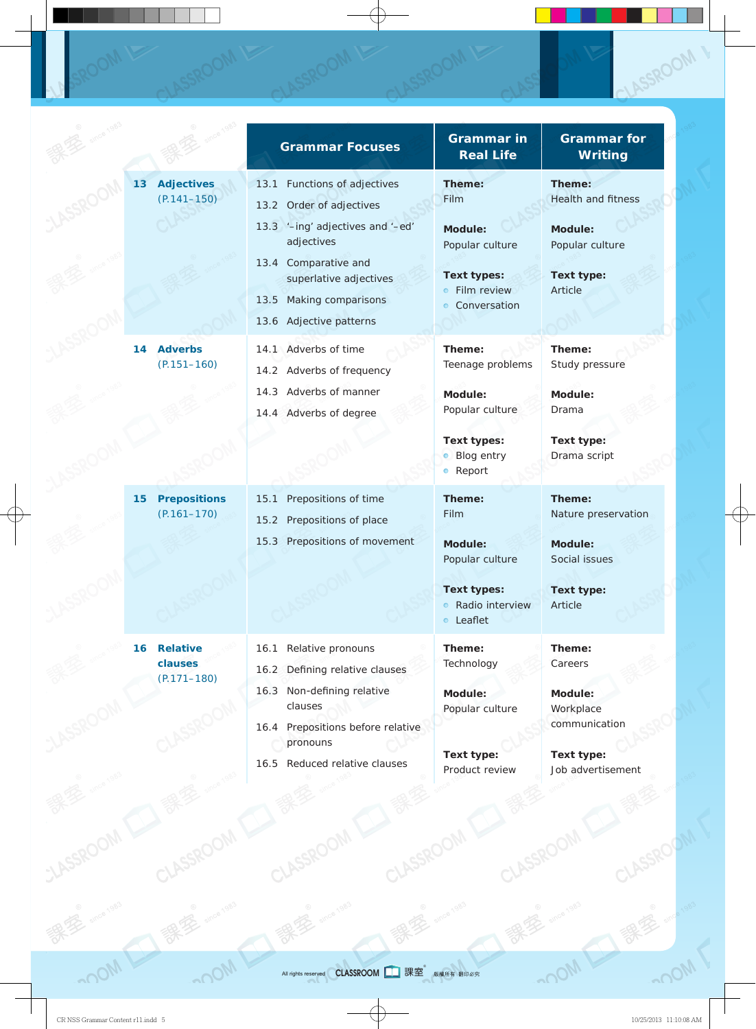| | Grammar Focuses | Grammar in Real Life | Grammar for Writing |
|---|---|---|---|
| **13 Adjectives** (P.141–150) | 13.1 Functions of adjectives<br>13.2 Order of adjectives<br>13.3 '–ing' adjectives and '–ed' adjectives<br>13.4 Comparative and superlative adjectives<br>13.5 Making comparisons<br>13.6 Adjective patterns | **Theme:** Film<br><br>**Module:** Popular culture<br><br>**Text types:**<br>• Film review<br>• Conversation | **Theme:** Health and fitness<br><br>**Module:** Popular culture<br><br>**Text type:** Article |
| **14 Adverbs** (P.151–160) | 14.1 Adverbs of time<br>14.2 Adverbs of frequency<br>14.3 Adverbs of manner<br>14.4 Adverbs of degree | **Theme:** Teenage problems<br><br>**Module:** Popular culture<br><br>**Text types:**<br>• Blog entry<br>• Report | **Theme:** Study pressure<br><br>**Module:** Drama<br><br>**Text type:** Drama script |
| **15 Prepositions** (P.161–170) | 15.1 Prepositions of time<br>15.2 Prepositions of place<br>15.3 Prepositions of movement | **Theme:** Film<br><br>**Module:** Popular culture<br><br>**Text types:**<br>• Radio interview<br>• Leaflet | **Theme:** Nature preservation<br><br>**Module:** Social issues<br><br>**Text type:** Article |
| **16 Relative clauses** (P.171–180) | 16.1 Relative pronouns<br>16.2 Defining relative clauses<br>16.3 Non-defining relative clauses<br>16.4 Prepositions before relative pronouns<br>16.5 Reduced relative clauses | **Theme:** Technology<br><br>**Module:** Popular culture<br><br>**Text type:** Product review | **Theme:** Careers<br><br>**Module:** Workplace communication<br><br>**Text type:** Job advertisement |

All rights reserved CLASSROOM 課室 版權所有 翻印必究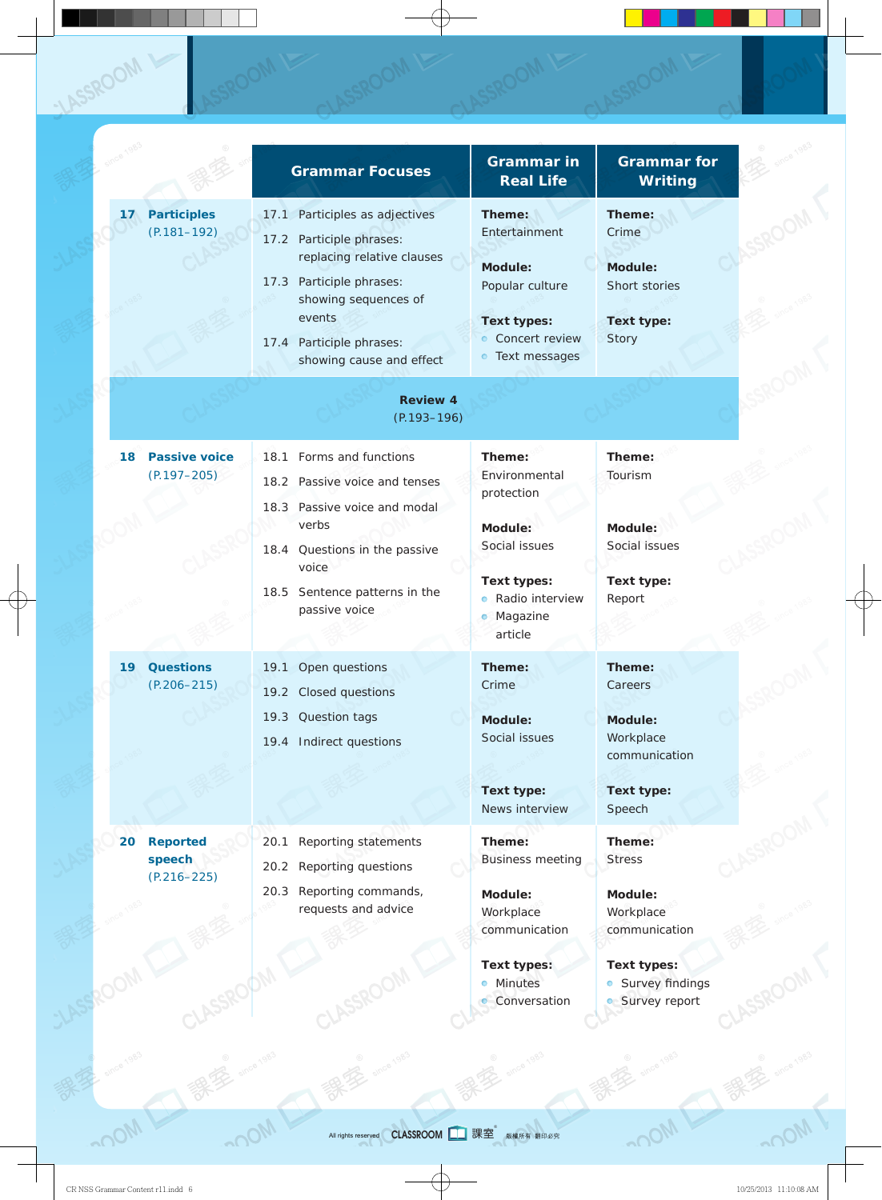| | Grammar Focuses | Grammar in Real Life | Grammar for Writing |
|---|---|---|---|
| **17 Participles** (P.181–192) | 17.1 Participles as adjectives<br>17.2 Participle phrases: replacing relative clauses<br>17.3 Participle phrases: showing sequences of events<br>17.4 Participle phrases: showing cause and effect | **Theme:** Entertainment<br>**Module:** Popular culture<br>**Text types:**<br>• Concert review<br>• Text messages | **Theme:** Crime<br>**Module:** Short stories<br>**Text type:** Story |
| **Review 4** (P.193–196) | | | |
| **18 Passive voice** (P.197–205) | 18.1 Forms and functions<br>18.2 Passive voice and tenses<br>18.3 Passive voice and modal verbs<br>18.4 Questions in the passive voice<br>18.5 Sentence patterns in the passive voice | **Theme:** Environmental protection<br>**Module:** Social issues<br>**Text types:**<br>• Radio interview<br>• Magazine article | **Theme:** Tourism<br>**Module:** Social issues<br>**Text type:** Report |
| **19 Questions** (P.206–215) | 19.1 Open questions<br>19.2 Closed questions<br>19.3 Question tags<br>19.4 Indirect questions | **Theme:** Crime<br>**Module:** Social issues<br>**Text type:** News interview | **Theme:** Careers<br>**Module:** Workplace communication<br>**Text type:** Speech |
| **20 Reported speech** (P.216–225) | 20.1 Reporting statements<br>20.2 Reporting questions<br>20.3 Reporting commands, requests and advice | **Theme:** Business meeting<br>**Module:** Workplace communication<br>**Text types:**<br>• Minutes<br>• Conversation | **Theme:** Stress<br>**Module:** Workplace communication<br>**Text types:**<br>• Survey findings<br>• Survey report |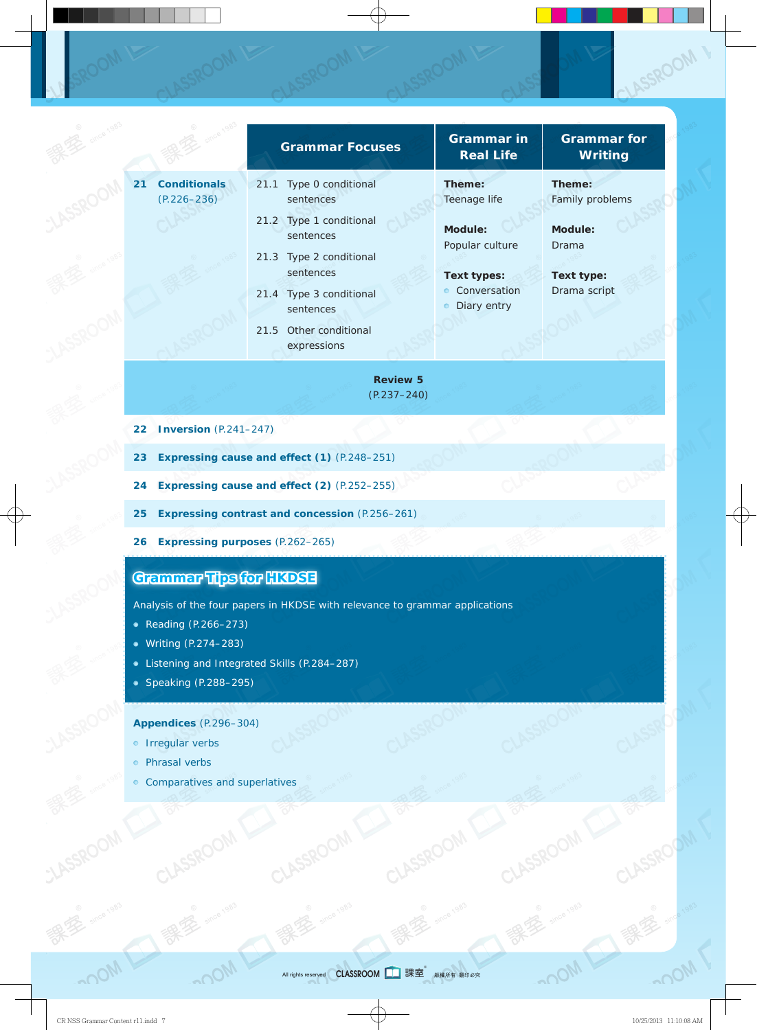| | Grammar Focuses | Grammar in Real Life | Grammar for Writing |
|---|---|---|---|
| **21 Conditionals** (P.226–236) | 21.1 Type 0 conditional sentences<br>21.2 Type 1 conditional sentences<br>21.3 Type 2 conditional sentences<br>21.4 Type 3 conditional sentences<br>21.5 Other conditional expressions | **Theme:** Teenage life<br>**Module:** Popular culture<br>**Text types:**<br>• Conversation<br>• Diary entry | **Theme:** Family problems<br>**Module:** Drama<br>**Text type:** Drama script |

**Review 5**
(P.237–240)

**22 Inversion** (P.241–247)

**23 Expressing cause and effect (1)** (P.248–251)

**24 Expressing cause and effect (2)** (P.252–255)

**25 Expressing contrast and concession** (P.256–261)

**26 Expressing purposes** (P.262–265)

## Grammar Tips for HKDSE

Analysis of the four papers in HKDSE with relevance to grammar applications

- Reading (P.266–273)
- Writing (P.274–283)
- Listening and Integrated Skills (P.284–287)
- Speaking (P.288–295)

**Appendices** (P.296–304)

- Irregular verbs
- Phrasal verbs
- Comparatives and superlatives